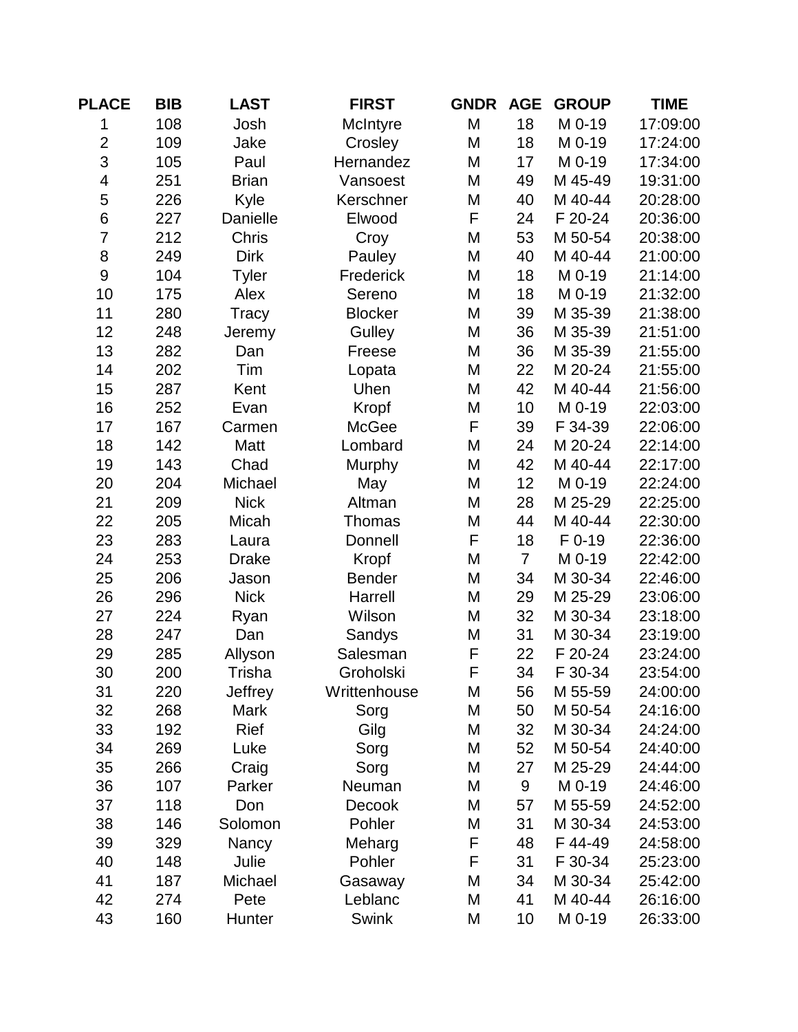| PLACE | BIB | LAST | FIRST | GNDR | AGE | GROUP | TIME |
|---|---|---|---|---|---|---|---|
| 1 | 108 | Josh | McIntyre | M | 18 | M 0-19 | 17:09:00 |
| 2 | 109 | Jake | Crosley | M | 18 | M 0-19 | 17:24:00 |
| 3 | 105 | Paul | Hernandez | M | 17 | M 0-19 | 17:34:00 |
| 4 | 251 | Brian | Vansoest | M | 49 | M 45-49 | 19:31:00 |
| 5 | 226 | Kyle | Kerschner | M | 40 | M 40-44 | 20:28:00 |
| 6 | 227 | Danielle | Elwood | F | 24 | F 20-24 | 20:36:00 |
| 7 | 212 | Chris | Croy | M | 53 | M 50-54 | 20:38:00 |
| 8 | 249 | Dirk | Pauley | M | 40 | M 40-44 | 21:00:00 |
| 9 | 104 | Tyler | Frederick | M | 18 | M 0-19 | 21:14:00 |
| 10 | 175 | Alex | Sereno | M | 18 | M 0-19 | 21:32:00 |
| 11 | 280 | Tracy | Blocker | M | 39 | M 35-39 | 21:38:00 |
| 12 | 248 | Jeremy | Gulley | M | 36 | M 35-39 | 21:51:00 |
| 13 | 282 | Dan | Freese | M | 36 | M 35-39 | 21:55:00 |
| 14 | 202 | Tim | Lopata | M | 22 | M 20-24 | 21:55:00 |
| 15 | 287 | Kent | Uhen | M | 42 | M 40-44 | 21:56:00 |
| 16 | 252 | Evan | Kropf | M | 10 | M 0-19 | 22:03:00 |
| 17 | 167 | Carmen | McGee | F | 39 | F 34-39 | 22:06:00 |
| 18 | 142 | Matt | Lombard | M | 24 | M 20-24 | 22:14:00 |
| 19 | 143 | Chad | Murphy | M | 42 | M 40-44 | 22:17:00 |
| 20 | 204 | Michael | May | M | 12 | M 0-19 | 22:24:00 |
| 21 | 209 | Nick | Altman | M | 28 | M 25-29 | 22:25:00 |
| 22 | 205 | Micah | Thomas | M | 44 | M 40-44 | 22:30:00 |
| 23 | 283 | Laura | Donnell | F | 18 | F 0-19 | 22:36:00 |
| 24 | 253 | Drake | Kropf | M | 7 | M 0-19 | 22:42:00 |
| 25 | 206 | Jason | Bender | M | 34 | M 30-34 | 22:46:00 |
| 26 | 296 | Nick | Harrell | M | 29 | M 25-29 | 23:06:00 |
| 27 | 224 | Ryan | Wilson | M | 32 | M 30-34 | 23:18:00 |
| 28 | 247 | Dan | Sandys | M | 31 | M 30-34 | 23:19:00 |
| 29 | 285 | Allyson | Salesman | F | 22 | F 20-24 | 23:24:00 |
| 30 | 200 | Trisha | Groholski | F | 34 | F 30-34 | 23:54:00 |
| 31 | 220 | Jeffrey | Writtenhouse | M | 56 | M 55-59 | 24:00:00 |
| 32 | 268 | Mark | Sorg | M | 50 | M 50-54 | 24:16:00 |
| 33 | 192 | Rief | Gilg | M | 32 | M 30-34 | 24:24:00 |
| 34 | 269 | Luke | Sorg | M | 52 | M 50-54 | 24:40:00 |
| 35 | 266 | Craig | Sorg | M | 27 | M 25-29 | 24:44:00 |
| 36 | 107 | Parker | Neuman | M | 9 | M 0-19 | 24:46:00 |
| 37 | 118 | Don | Decook | M | 57 | M 55-59 | 24:52:00 |
| 38 | 146 | Solomon | Pohler | M | 31 | M 30-34 | 24:53:00 |
| 39 | 329 | Nancy | Meharg | F | 48 | F 44-49 | 24:58:00 |
| 40 | 148 | Julie | Pohler | F | 31 | F 30-34 | 25:23:00 |
| 41 | 187 | Michael | Gasaway | M | 34 | M 30-34 | 25:42:00 |
| 42 | 274 | Pete | Leblanc | M | 41 | M 40-44 | 26:16:00 |
| 43 | 160 | Hunter | Swink | M | 10 | M 0-19 | 26:33:00 |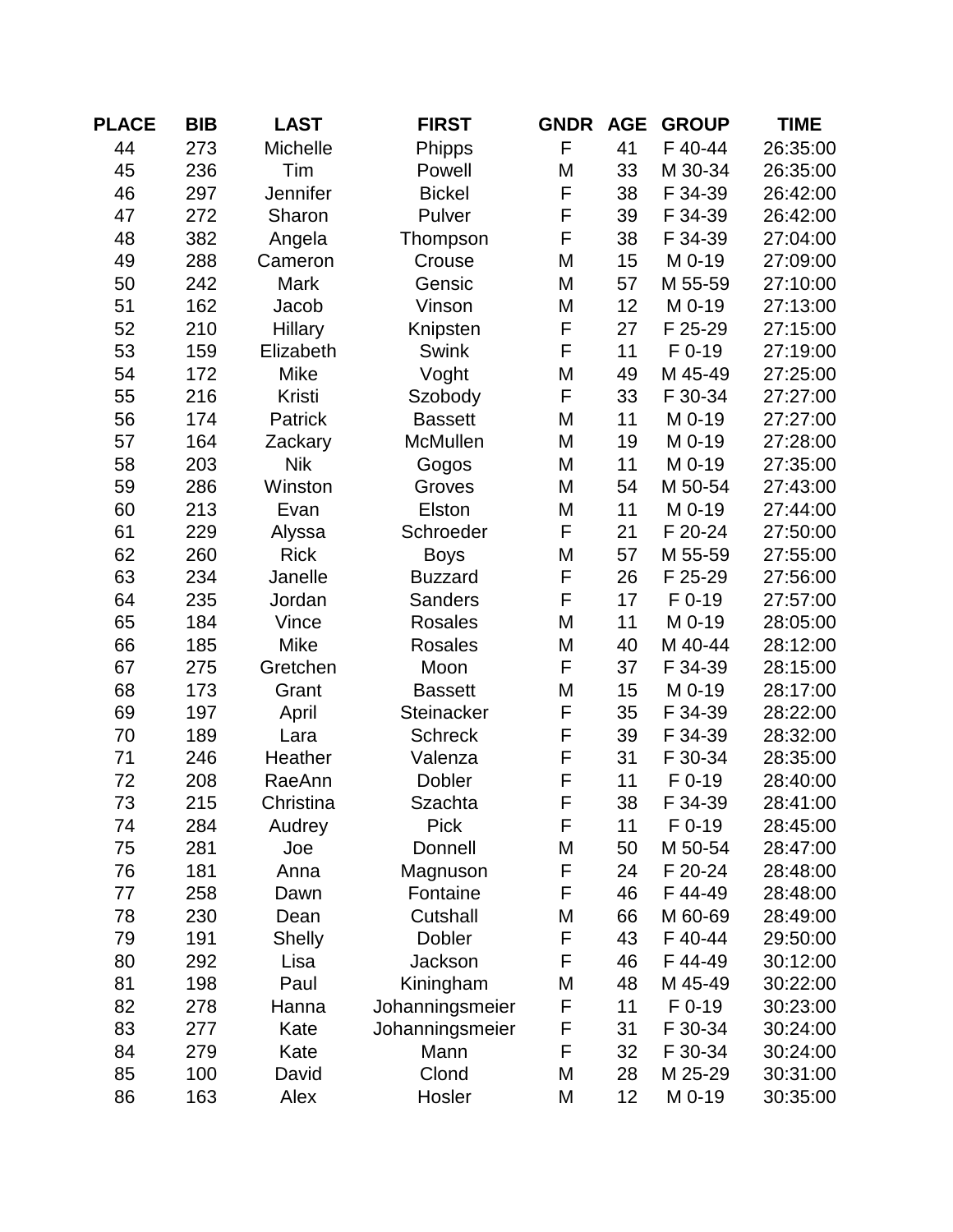| PLACE | BIB | LAST | FIRST | GNDR | AGE | GROUP | TIME |
|---|---|---|---|---|---|---|---|
| 44 | 273 | Michelle | Phipps | F | 41 | F 40-44 | 26:35:00 |
| 45 | 236 | Tim | Powell | M | 33 | M 30-34 | 26:35:00 |
| 46 | 297 | Jennifer | Bickel | F | 38 | F 34-39 | 26:42:00 |
| 47 | 272 | Sharon | Pulver | F | 39 | F 34-39 | 26:42:00 |
| 48 | 382 | Angela | Thompson | F | 38 | F 34-39 | 27:04:00 |
| 49 | 288 | Cameron | Crouse | M | 15 | M 0-19 | 27:09:00 |
| 50 | 242 | Mark | Gensic | M | 57 | M 55-59 | 27:10:00 |
| 51 | 162 | Jacob | Vinson | M | 12 | M 0-19 | 27:13:00 |
| 52 | 210 | Hillary | Knipsten | F | 27 | F 25-29 | 27:15:00 |
| 53 | 159 | Elizabeth | Swink | F | 11 | F 0-19 | 27:19:00 |
| 54 | 172 | Mike | Voght | M | 49 | M 45-49 | 27:25:00 |
| 55 | 216 | Kristi | Szobody | F | 33 | F 30-34 | 27:27:00 |
| 56 | 174 | Patrick | Bassett | M | 11 | M 0-19 | 27:27:00 |
| 57 | 164 | Zackary | McMullen | M | 19 | M 0-19 | 27:28:00 |
| 58 | 203 | Nik | Gogos | M | 11 | M 0-19 | 27:35:00 |
| 59 | 286 | Winston | Groves | M | 54 | M 50-54 | 27:43:00 |
| 60 | 213 | Evan | Elston | M | 11 | M 0-19 | 27:44:00 |
| 61 | 229 | Alyssa | Schroeder | F | 21 | F 20-24 | 27:50:00 |
| 62 | 260 | Rick | Boys | M | 57 | M 55-59 | 27:55:00 |
| 63 | 234 | Janelle | Buzzard | F | 26 | F 25-29 | 27:56:00 |
| 64 | 235 | Jordan | Sanders | F | 17 | F 0-19 | 27:57:00 |
| 65 | 184 | Vince | Rosales | M | 11 | M 0-19 | 28:05:00 |
| 66 | 185 | Mike | Rosales | M | 40 | M 40-44 | 28:12:00 |
| 67 | 275 | Gretchen | Moon | F | 37 | F 34-39 | 28:15:00 |
| 68 | 173 | Grant | Bassett | M | 15 | M 0-19 | 28:17:00 |
| 69 | 197 | April | Steinacker | F | 35 | F 34-39 | 28:22:00 |
| 70 | 189 | Lara | Schreck | F | 39 | F 34-39 | 28:32:00 |
| 71 | 246 | Heather | Valenza | F | 31 | F 30-34 | 28:35:00 |
| 72 | 208 | RaeAnn | Dobler | F | 11 | F 0-19 | 28:40:00 |
| 73 | 215 | Christina | Szachta | F | 38 | F 34-39 | 28:41:00 |
| 74 | 284 | Audrey | Pick | F | 11 | F 0-19 | 28:45:00 |
| 75 | 281 | Joe | Donnell | M | 50 | M 50-54 | 28:47:00 |
| 76 | 181 | Anna | Magnuson | F | 24 | F 20-24 | 28:48:00 |
| 77 | 258 | Dawn | Fontaine | F | 46 | F 44-49 | 28:48:00 |
| 78 | 230 | Dean | Cutshall | M | 66 | M 60-69 | 28:49:00 |
| 79 | 191 | Shelly | Dobler | F | 43 | F 40-44 | 29:50:00 |
| 80 | 292 | Lisa | Jackson | F | 46 | F 44-49 | 30:12:00 |
| 81 | 198 | Paul | Kiningham | M | 48 | M 45-49 | 30:22:00 |
| 82 | 278 | Hanna | Johanningsmeier | F | 11 | F 0-19 | 30:23:00 |
| 83 | 277 | Kate | Johanningsmeier | F | 31 | F 30-34 | 30:24:00 |
| 84 | 279 | Kate | Mann | F | 32 | F 30-34 | 30:24:00 |
| 85 | 100 | David | Clond | M | 28 | M 25-29 | 30:31:00 |
| 86 | 163 | Alex | Hosler | M | 12 | M 0-19 | 30:35:00 |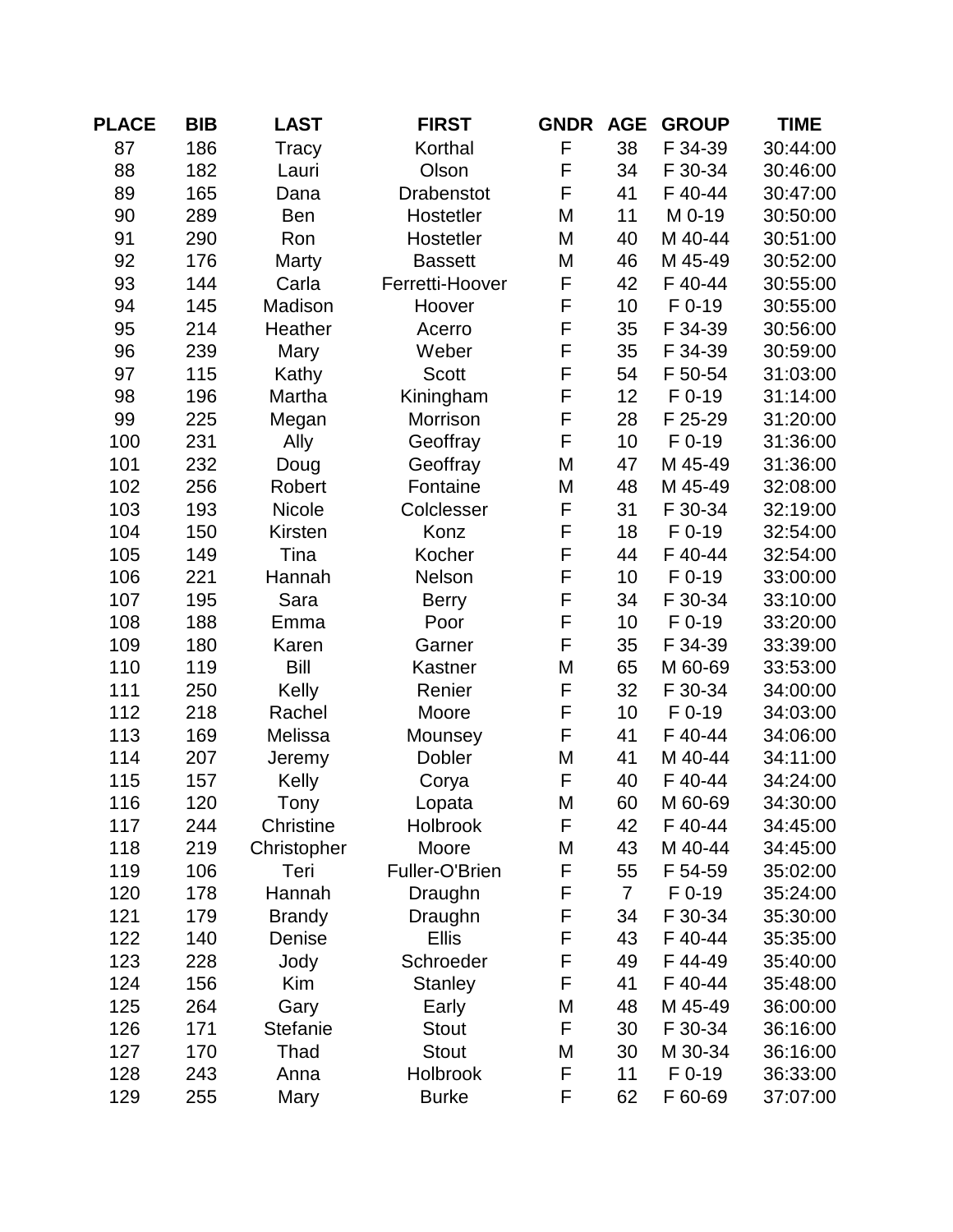| PLACE | BIB | LAST | FIRST | GNDR | AGE | GROUP | TIME |
|---|---|---|---|---|---|---|---|
| 87 | 186 | Tracy | Korthal | F | 38 | F 34-39 | 30:44:00 |
| 88 | 182 | Lauri | Olson | F | 34 | F 30-34 | 30:46:00 |
| 89 | 165 | Dana | Drabenstot | F | 41 | F 40-44 | 30:47:00 |
| 90 | 289 | Ben | Hostetler | M | 11 | M 0-19 | 30:50:00 |
| 91 | 290 | Ron | Hostetler | M | 40 | M 40-44 | 30:51:00 |
| 92 | 176 | Marty | Bassett | M | 46 | M 45-49 | 30:52:00 |
| 93 | 144 | Carla | Ferretti-Hoover | F | 42 | F 40-44 | 30:55:00 |
| 94 | 145 | Madison | Hoover | F | 10 | F 0-19 | 30:55:00 |
| 95 | 214 | Heather | Acerro | F | 35 | F 34-39 | 30:56:00 |
| 96 | 239 | Mary | Weber | F | 35 | F 34-39 | 30:59:00 |
| 97 | 115 | Kathy | Scott | F | 54 | F 50-54 | 31:03:00 |
| 98 | 196 | Martha | Kiningham | F | 12 | F 0-19 | 31:14:00 |
| 99 | 225 | Megan | Morrison | F | 28 | F 25-29 | 31:20:00 |
| 100 | 231 | Ally | Geoffray | F | 10 | F 0-19 | 31:36:00 |
| 101 | 232 | Doug | Geoffray | M | 47 | M 45-49 | 31:36:00 |
| 102 | 256 | Robert | Fontaine | M | 48 | M 45-49 | 32:08:00 |
| 103 | 193 | Nicole | Colclesser | F | 31 | F 30-34 | 32:19:00 |
| 104 | 150 | Kirsten | Konz | F | 18 | F 0-19 | 32:54:00 |
| 105 | 149 | Tina | Kocher | F | 44 | F 40-44 | 32:54:00 |
| 106 | 221 | Hannah | Nelson | F | 10 | F 0-19 | 33:00:00 |
| 107 | 195 | Sara | Berry | F | 34 | F 30-34 | 33:10:00 |
| 108 | 188 | Emma | Poor | F | 10 | F 0-19 | 33:20:00 |
| 109 | 180 | Karen | Garner | F | 35 | F 34-39 | 33:39:00 |
| 110 | 119 | Bill | Kastner | M | 65 | M 60-69 | 33:53:00 |
| 111 | 250 | Kelly | Renier | F | 32 | F 30-34 | 34:00:00 |
| 112 | 218 | Rachel | Moore | F | 10 | F 0-19 | 34:03:00 |
| 113 | 169 | Melissa | Mounsey | F | 41 | F 40-44 | 34:06:00 |
| 114 | 207 | Jeremy | Dobler | M | 41 | M 40-44 | 34:11:00 |
| 115 | 157 | Kelly | Corya | F | 40 | F 40-44 | 34:24:00 |
| 116 | 120 | Tony | Lopata | M | 60 | M 60-69 | 34:30:00 |
| 117 | 244 | Christine | Holbrook | F | 42 | F 40-44 | 34:45:00 |
| 118 | 219 | Christopher | Moore | M | 43 | M 40-44 | 34:45:00 |
| 119 | 106 | Teri | Fuller-O'Brien | F | 55 | F 54-59 | 35:02:00 |
| 120 | 178 | Hannah | Draughn | F | 7 | F 0-19 | 35:24:00 |
| 121 | 179 | Brandy | Draughn | F | 34 | F 30-34 | 35:30:00 |
| 122 | 140 | Denise | Ellis | F | 43 | F 40-44 | 35:35:00 |
| 123 | 228 | Jody | Schroeder | F | 49 | F 44-49 | 35:40:00 |
| 124 | 156 | Kim | Stanley | F | 41 | F 40-44 | 35:48:00 |
| 125 | 264 | Gary | Early | M | 48 | M 45-49 | 36:00:00 |
| 126 | 171 | Stefanie | Stout | F | 30 | F 30-34 | 36:16:00 |
| 127 | 170 | Thad | Stout | M | 30 | M 30-34 | 36:16:00 |
| 128 | 243 | Anna | Holbrook | F | 11 | F 0-19 | 36:33:00 |
| 129 | 255 | Mary | Burke | F | 62 | F 60-69 | 37:07:00 |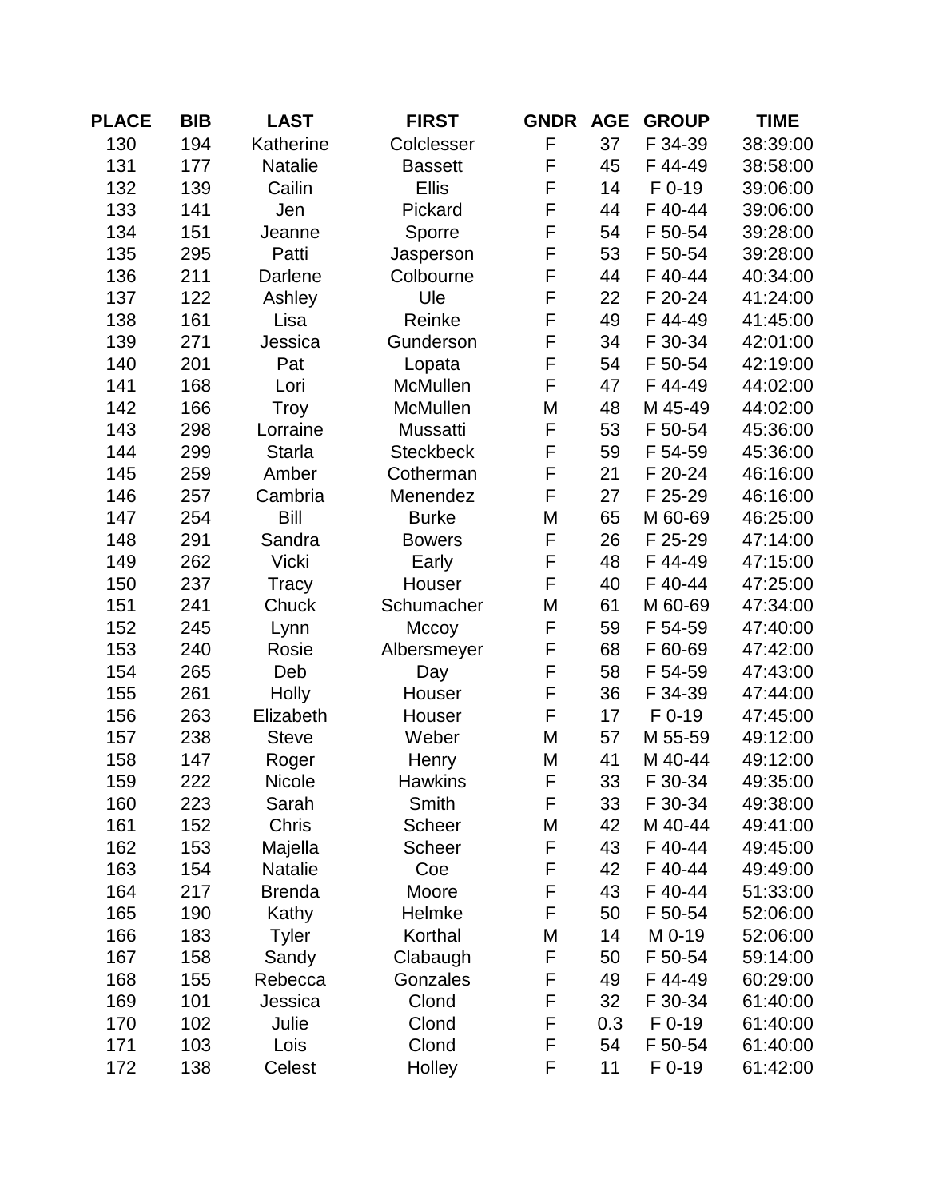| PLACE | BIB | LAST | FIRST | GNDR | AGE | GROUP | TIME |
|---|---|---|---|---|---|---|---|
| 130 | 194 | Katherine | Colclesser | F | 37 | F 34-39 | 38:39:00 |
| 131 | 177 | Natalie | Bassett | F | 45 | F 44-49 | 38:58:00 |
| 132 | 139 | Cailin | Ellis | F | 14 | F 0-19 | 39:06:00 |
| 133 | 141 | Jen | Pickard | F | 44 | F 40-44 | 39:06:00 |
| 134 | 151 | Jeanne | Sporre | F | 54 | F 50-54 | 39:28:00 |
| 135 | 295 | Patti | Jasperson | F | 53 | F 50-54 | 39:28:00 |
| 136 | 211 | Darlene | Colbourne | F | 44 | F 40-44 | 40:34:00 |
| 137 | 122 | Ashley | Ule | F | 22 | F 20-24 | 41:24:00 |
| 138 | 161 | Lisa | Reinke | F | 49 | F 44-49 | 41:45:00 |
| 139 | 271 | Jessica | Gunderson | F | 34 | F 30-34 | 42:01:00 |
| 140 | 201 | Pat | Lopata | F | 54 | F 50-54 | 42:19:00 |
| 141 | 168 | Lori | McMullen | F | 47 | F 44-49 | 44:02:00 |
| 142 | 166 | Troy | McMullen | M | 48 | M 45-49 | 44:02:00 |
| 143 | 298 | Lorraine | Mussatti | F | 53 | F 50-54 | 45:36:00 |
| 144 | 299 | Starla | Steckbeck | F | 59 | F 54-59 | 45:36:00 |
| 145 | 259 | Amber | Cotherman | F | 21 | F 20-24 | 46:16:00 |
| 146 | 257 | Cambria | Menendez | F | 27 | F 25-29 | 46:16:00 |
| 147 | 254 | Bill | Burke | M | 65 | M 60-69 | 46:25:00 |
| 148 | 291 | Sandra | Bowers | F | 26 | F 25-29 | 47:14:00 |
| 149 | 262 | Vicki | Early | F | 48 | F 44-49 | 47:15:00 |
| 150 | 237 | Tracy | Houser | F | 40 | F 40-44 | 47:25:00 |
| 151 | 241 | Chuck | Schumacher | M | 61 | M 60-69 | 47:34:00 |
| 152 | 245 | Lynn | Mccoy | F | 59 | F 54-59 | 47:40:00 |
| 153 | 240 | Rosie | Albersmeyer | F | 68 | F 60-69 | 47:42:00 |
| 154 | 265 | Deb | Day | F | 58 | F 54-59 | 47:43:00 |
| 155 | 261 | Holly | Houser | F | 36 | F 34-39 | 47:44:00 |
| 156 | 263 | Elizabeth | Houser | F | 17 | F 0-19 | 47:45:00 |
| 157 | 238 | Steve | Weber | M | 57 | M 55-59 | 49:12:00 |
| 158 | 147 | Roger | Henry | M | 41 | M 40-44 | 49:12:00 |
| 159 | 222 | Nicole | Hawkins | F | 33 | F 30-34 | 49:35:00 |
| 160 | 223 | Sarah | Smith | F | 33 | F 30-34 | 49:38:00 |
| 161 | 152 | Chris | Scheer | M | 42 | M 40-44 | 49:41:00 |
| 162 | 153 | Majella | Scheer | F | 43 | F 40-44 | 49:45:00 |
| 163 | 154 | Natalie | Coe | F | 42 | F 40-44 | 49:49:00 |
| 164 | 217 | Brenda | Moore | F | 43 | F 40-44 | 51:33:00 |
| 165 | 190 | Kathy | Helmke | F | 50 | F 50-54 | 52:06:00 |
| 166 | 183 | Tyler | Korthal | M | 14 | M 0-19 | 52:06:00 |
| 167 | 158 | Sandy | Clabaugh | F | 50 | F 50-54 | 59:14:00 |
| 168 | 155 | Rebecca | Gonzales | F | 49 | F 44-49 | 60:29:00 |
| 169 | 101 | Jessica | Clond | F | 32 | F 30-34 | 61:40:00 |
| 170 | 102 | Julie | Clond | F | 0.3 | F 0-19 | 61:40:00 |
| 171 | 103 | Lois | Clond | F | 54 | F 50-54 | 61:40:00 |
| 172 | 138 | Celest | Holley | F | 11 | F 0-19 | 61:42:00 |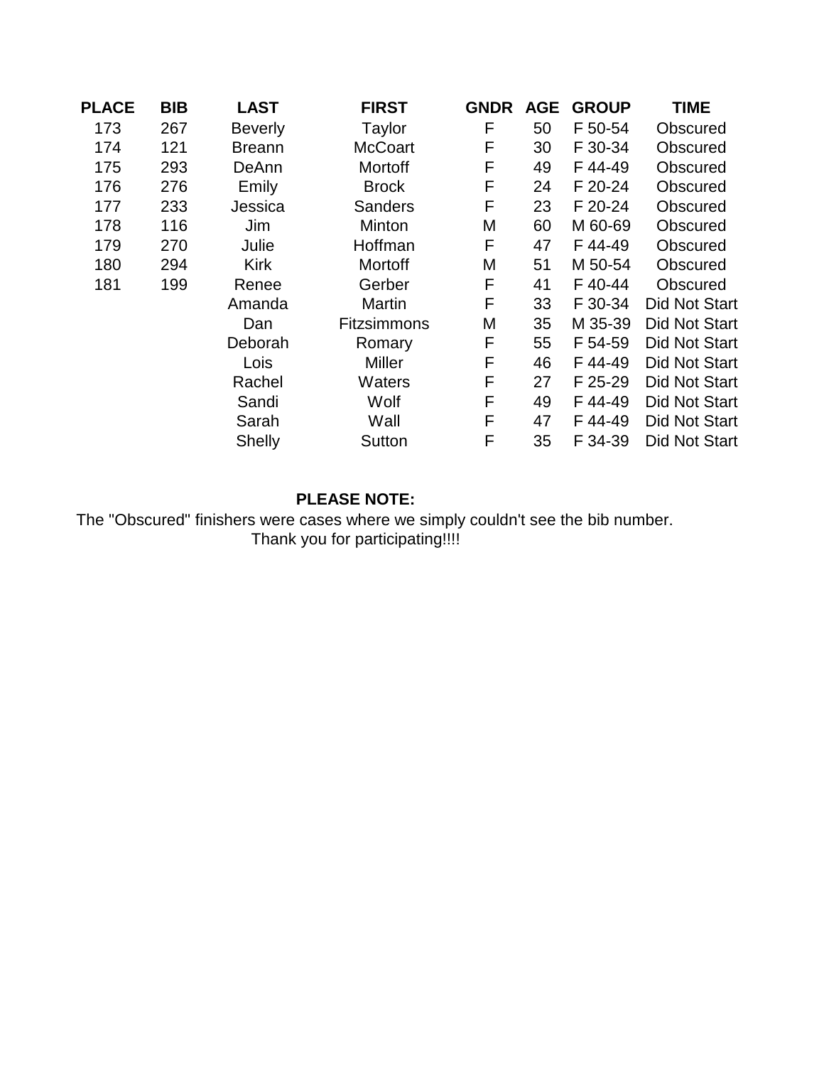| PLACE | BIB | LAST | FIRST | GNDR | AGE | GROUP | TIME |
|---|---|---|---|---|---|---|---|
| 173 | 267 | Beverly | Taylor | F | 50 | F 50-54 | Obscured |
| 174 | 121 | Breann | McCoart | F | 30 | F 30-34 | Obscured |
| 175 | 293 | DeAnn | Mortoff | F | 49 | F 44-49 | Obscured |
| 176 | 276 | Emily | Brock | F | 24 | F 20-24 | Obscured |
| 177 | 233 | Jessica | Sanders | F | 23 | F 20-24 | Obscured |
| 178 | 116 | Jim | Minton | M | 60 | M 60-69 | Obscured |
| 179 | 270 | Julie | Hoffman | F | 47 | F 44-49 | Obscured |
| 180 | 294 | Kirk | Mortoff | M | 51 | M 50-54 | Obscured |
| 181 | 199 | Renee | Gerber | F | 41 | F 40-44 | Obscured |
| | | Amanda | Martin | F | 33 | F 30-34 | Did Not Start |
| | | Dan | Fitzsimmons | M | 35 | M 35-39 | Did Not Start |
| | | Deborah | Romary | F | 55 | F 54-59 | Did Not Start |
| | | Lois | Miller | F | 46 | F 44-49 | Did Not Start |
| | | Rachel | Waters | F | 27 | F 25-29 | Did Not Start |
| | | Sandi | Wolf | F | 49 | F 44-49 | Did Not Start |
| | | Sarah | Wall | F | 47 | F 44-49 | Did Not Start |
| | | Shelly | Sutton | F | 35 | F 34-39 | Did Not Start |

**PLEASE NOTE:**

The "Obscured" finishers were cases where we simply couldn't see the bib number.
Thank you for participating!!!!